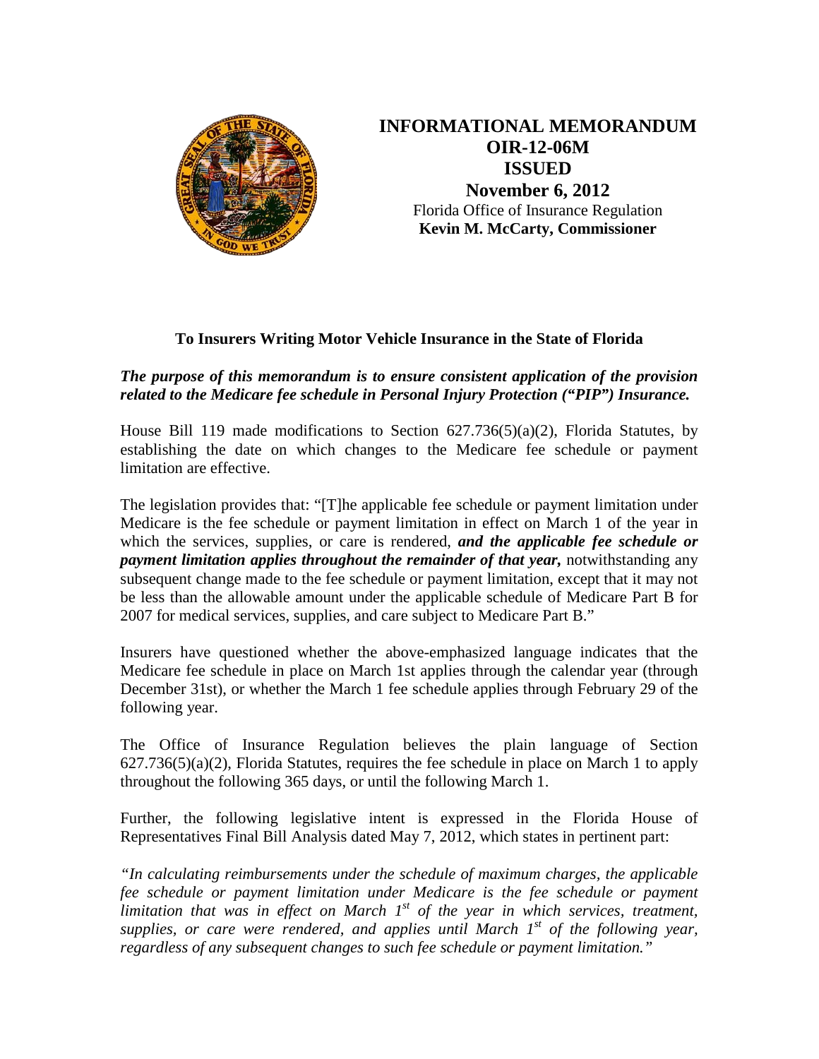# INFORMATIONAL MEMORANDUM
## OIR-12-06M
## ISSUED
## November 6, 2012

Florida Office of Insurance Regulation
**Kevin M. McCarty, Commissioner**

### To Insurers Writing Motor Vehicle Insurance in the State of Florida

***The purpose of this memorandum is to ensure consistent application of the provision related to the Medicare fee schedule in Personal Injury Protection ("PIP") Insurance.***

House Bill 119 made modifications to Section 627.736(5)(a)(2), Florida Statutes, by establishing the date on which changes to the Medicare fee schedule or payment limitation are effective.

The legislation provides that: "[T]he applicable fee schedule or payment limitation under Medicare is the fee schedule or payment limitation in effect on March 1 of the year in which the services, supplies, or care is rendered, ***and the applicable fee schedule or payment limitation applies throughout the remainder of that year,*** notwithstanding any subsequent change made to the fee schedule or payment limitation, except that it may not be less than the allowable amount under the applicable schedule of Medicare Part B for 2007 for medical services, supplies, and care subject to Medicare Part B."

Insurers have questioned whether the above-emphasized language indicates that the Medicare fee schedule in place on March 1st applies through the calendar year (through December 31st), or whether the March 1 fee schedule applies through February 29 of the following year.

The Office of Insurance Regulation believes the plain language of Section 627.736(5)(a)(2), Florida Statutes, requires the fee schedule in place on March 1 to apply throughout the following 365 days, or until the following March 1.

Further, the following legislative intent is expressed in the Florida House of Representatives Final Bill Analysis dated May 7, 2012, which states in pertinent part:

*"In calculating reimbursements under the schedule of maximum charges, the applicable fee schedule or payment limitation under Medicare is the fee schedule or payment limitation that was in effect on March 1st of the year in which services, treatment, supplies, or care were rendered, and applies until March 1st of the following year, regardless of any subsequent changes to such fee schedule or payment limitation."*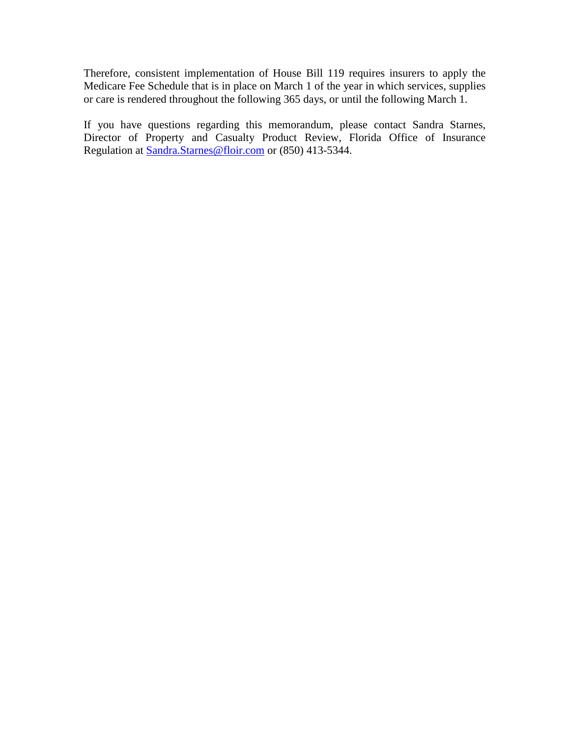Therefore, consistent implementation of House Bill 119 requires insurers to apply the Medicare Fee Schedule that is in place on March 1 of the year in which services, supplies or care is rendered throughout the following 365 days, or until the following March 1.

If you have questions regarding this memorandum, please contact Sandra Starnes, Director of Property and Casualty Product Review, Florida Office of Insurance Regulation at [Sandra.Starnes@floir.com](mailto:Sandra.Starnes@floir.com) or (850) 413-5344.